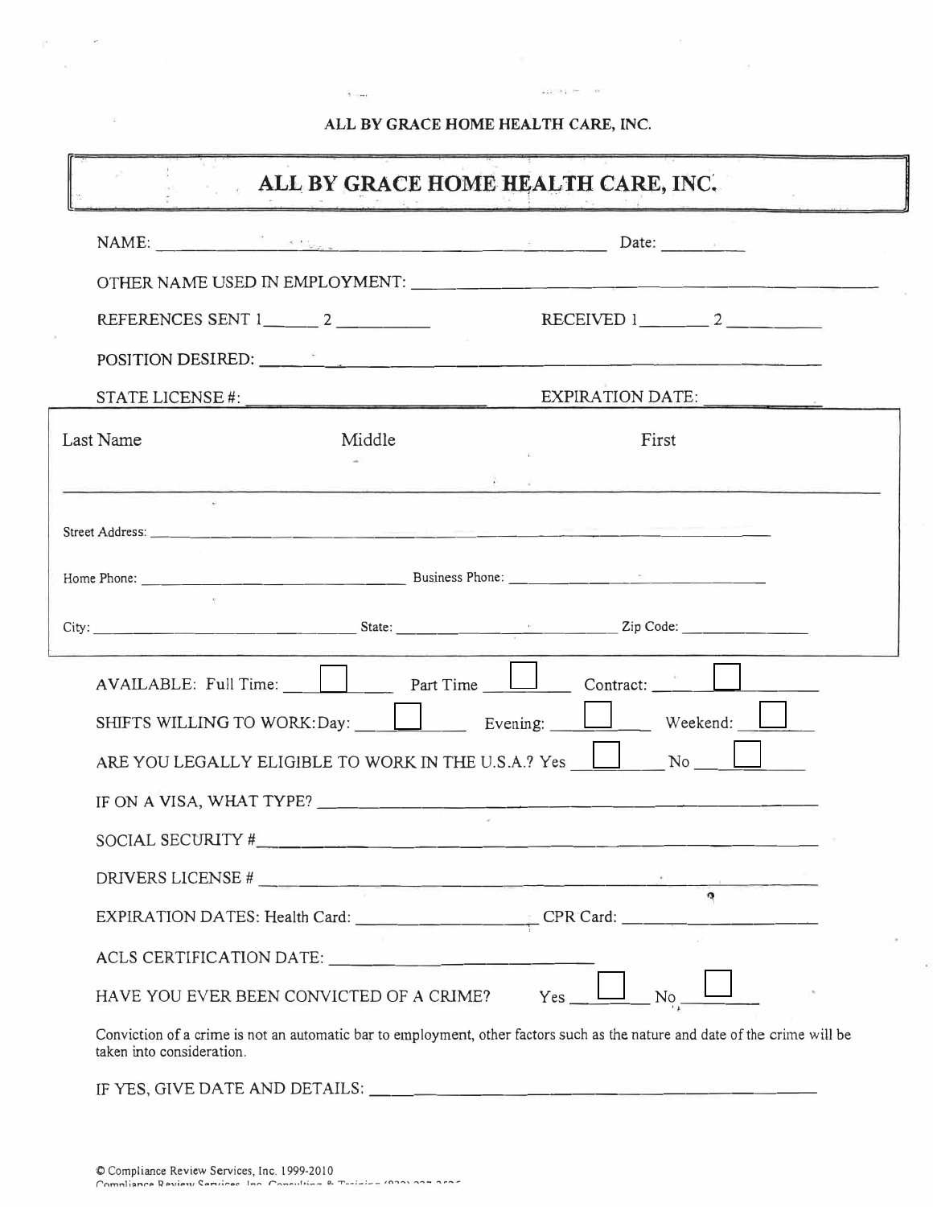ALL BY GRACE HOME HEALTH CARE, INC.

# ALL BY GRACE HOME HEALTH CARE, INC.

NAME: ______________________________________________ Date: _________

OTHER NAME USED IN EMPLOYMENT: ______________________________________________

REFERENCES SENT 1______ 2 __________ RECEIVED 1________ 2 __________

POSITION DESIRED: ______________________________________________

STATE LICENSE #: ____________________________ EXPIRATION DATE: ____________

| Last Name | Middle | First |
|---|---|---|
| | | |

Street Address: ______________________________________________

Home Phone: ______________________________ Business Phone: ______________________________

City: ______________________________ State: ______________________________ Zip Code: ________________

AVAILABLE: Full Time: ☐ Part Time ☐ Contract: ☐

SHIFTS WILLING TO WORK: Day: ☐ Evening: ☐ Weekend: ☐

ARE YOU LEGALLY ELIGIBLE TO WORK IN THE U.S.A.? Yes ☐ No ☐

IF ON A VISA, WHAT TYPE? ______________________________________________

SOCIAL SECURITY #______________________________________________

DRIVERS LICENSE # ______________________________________________

EXPIRATION DATES: Health Card: __________________ CPR Card: __________________

ACLS CERTIFICATION DATE: ______________________________

HAVE YOU EVER BEEN CONVICTED OF A CRIME? Yes ☐ No ☐

Conviction of a crime is not an automatic bar to employment, other factors such as the nature and date of the crime will be taken into consideration.

IF YES, GIVE DATE AND DETAILS: ______________________________________________

© Compliance Review Services, Inc. 1999-2010

Compliance Review Services, Inc. Consulting & Training (832) 237-3535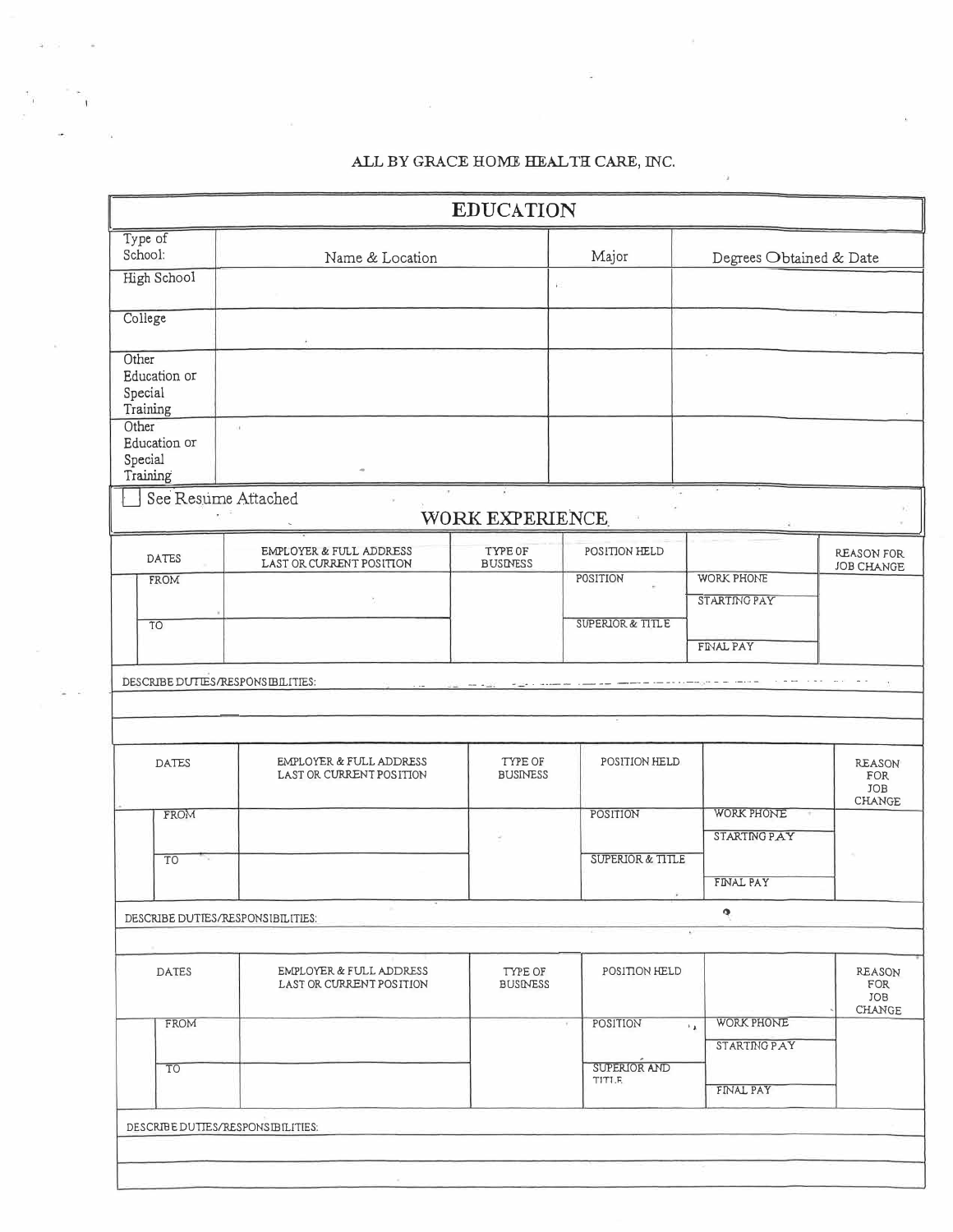ALL BY GRACE HOME HEALTH CARE, INC.

## EDUCATION

| Type of School: | Name & Location | Major | Degrees Obtained & Date |
|---|---|---|---|
| High School | | | |
| College | | | |
| Other Education or Special Training | | | |
| Other Education or Special Training | | | |

☐ See Resume Attached

## WORK EXPERIENCE

| DATES | EMPLOYER & FULL ADDRESS LAST OR CURRENT POSITION | TYPE OF BUSINESS | POSITION HELD | | REASON FOR JOB CHANGE |
|---|---|---|---|---|---|
| FROM | | | POSITION | WORK PHONE | |
| | | | | STARTING PAY | |
| TO | | | SUPERIOR & TITLE | | |
| | | | | FINAL PAY | |

DESCRIBE DUTIES/RESPONSIBILITIES:

| DATES | EMPLOYER & FULL ADDRESS LAST OR CURRENT POSITION | TYPE OF BUSINESS | POSITION HELD | | REASON FOR JOB CHANGE |
|---|---|---|---|---|---|
| FROM | | | POSITION | WORK PHONE | |
| | | | | STARTING PAY | |
| TO | | | SUPERIOR & TITLE | | |
| | | | | FINAL PAY | |

DESCRIBE DUTIES/RESPONSIBILITIES:

| DATES | EMPLOYER & FULL ADDRESS LAST OR CURRENT POSITION | TYPE OF BUSINESS | POSITION HELD | | REASON FOR JOB CHANGE |
|---|---|---|---|---|---|
| FROM | | | POSITION | WORK PHONE | |
| | | | | STARTING PAY | |
| TO | | | SUPERIOR AND TITLE | | |
| | | | | FINAL PAY | |

DESCRIBE DUTIES/RESPONSIBILITIES: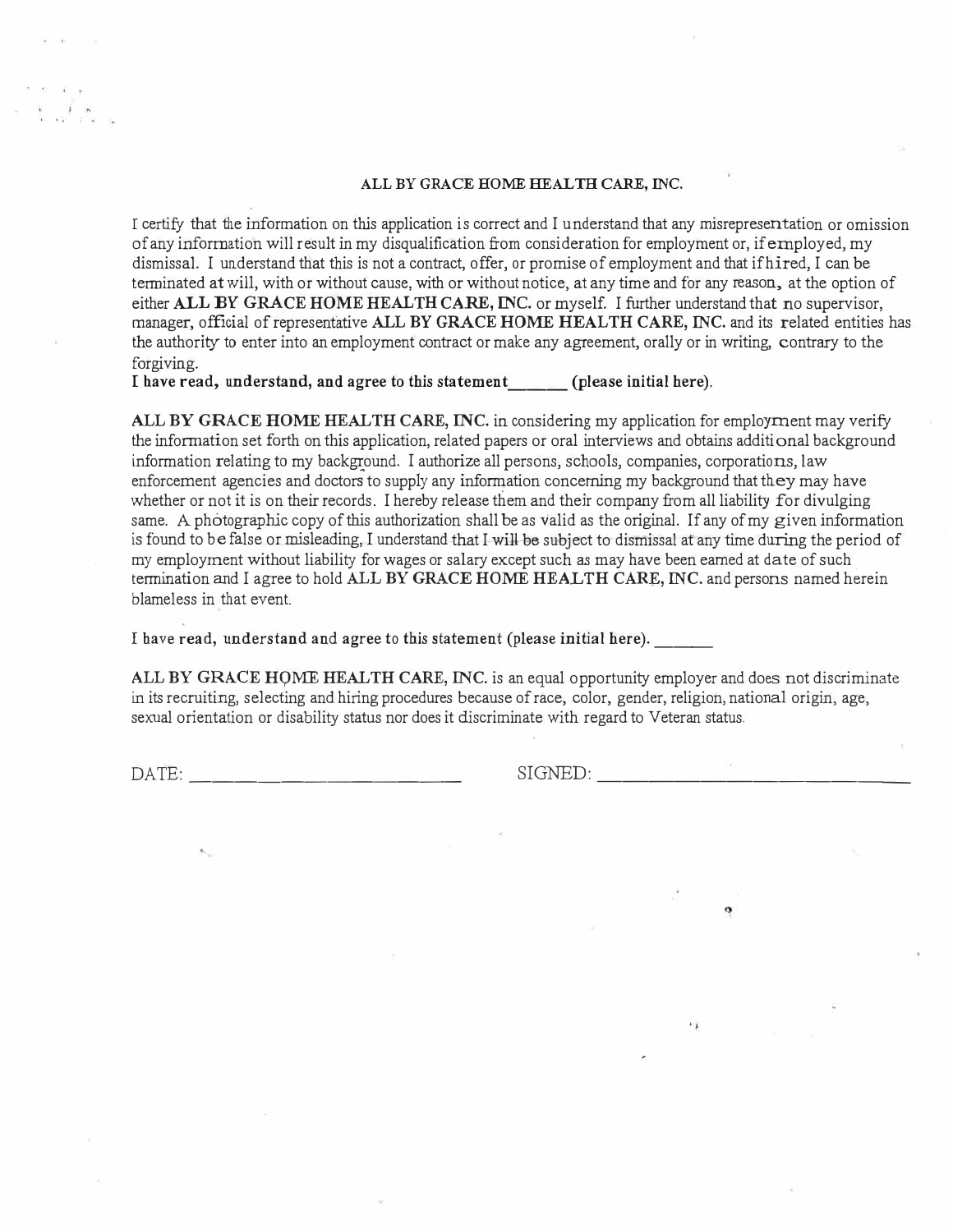**ALL BY GRACE HOME HEALTH CARE, INC.**

I certify that the information on this application is correct and I understand that any misrepresentation or omission of any information will result in my disqualification from consideration for employment or, if employed, my dismissal. I understand that this is not a contract, offer, or promise of employment and that if hired, I can be terminated at will, with or without cause, with or without notice, at any time and for any reason, at the option of either **ALL BY GRACE HOME HEALTH CARE, INC.** or myself. I further understand that no supervisor, manager, official of representative **ALL BY GRACE HOME HEALTH CARE, INC.** and its related entities has the authority to enter into an employment contract or make any agreement, orally or in writing, contrary to the forgiving.

**I have read, understand, and agree to this statement______ (please initial here).**

**ALL BY GRACE HOME HEALTH CARE, INC.** in considering my application for employment may verify the information set forth on this application, related papers or oral interviews and obtains additional background information relating to my background. I authorize all persons, schools, companies, corporations, law enforcement agencies and doctors to supply any information concerning my background that they may have whether or not it is on their records. I hereby release them and their company from all liability for divulging same. A photographic copy of this authorization shall be as valid as the original. If any of my given information is found to be false or misleading, I understand that I will be subject to dismissal at any time during the period of my employment without liability for wages or salary except such as may have been earned at date of such termination and I agree to hold **ALL BY GRACE HOME HEALTH CARE, INC.** and persons named herein blameless in that event.

**I have read, understand and agree to this statement (please initial here). ______**

**ALL BY GRACE HOME HEALTH CARE, INC.** is an equal opportunity employer and does not discriminate in its recruiting, selecting and hiring procedures because of race, color, gender, religion, national origin, age, sexual orientation or disability status nor does it discriminate with regard to Veteran status.

DATE: ____________________________ SIGNED: ________________________________